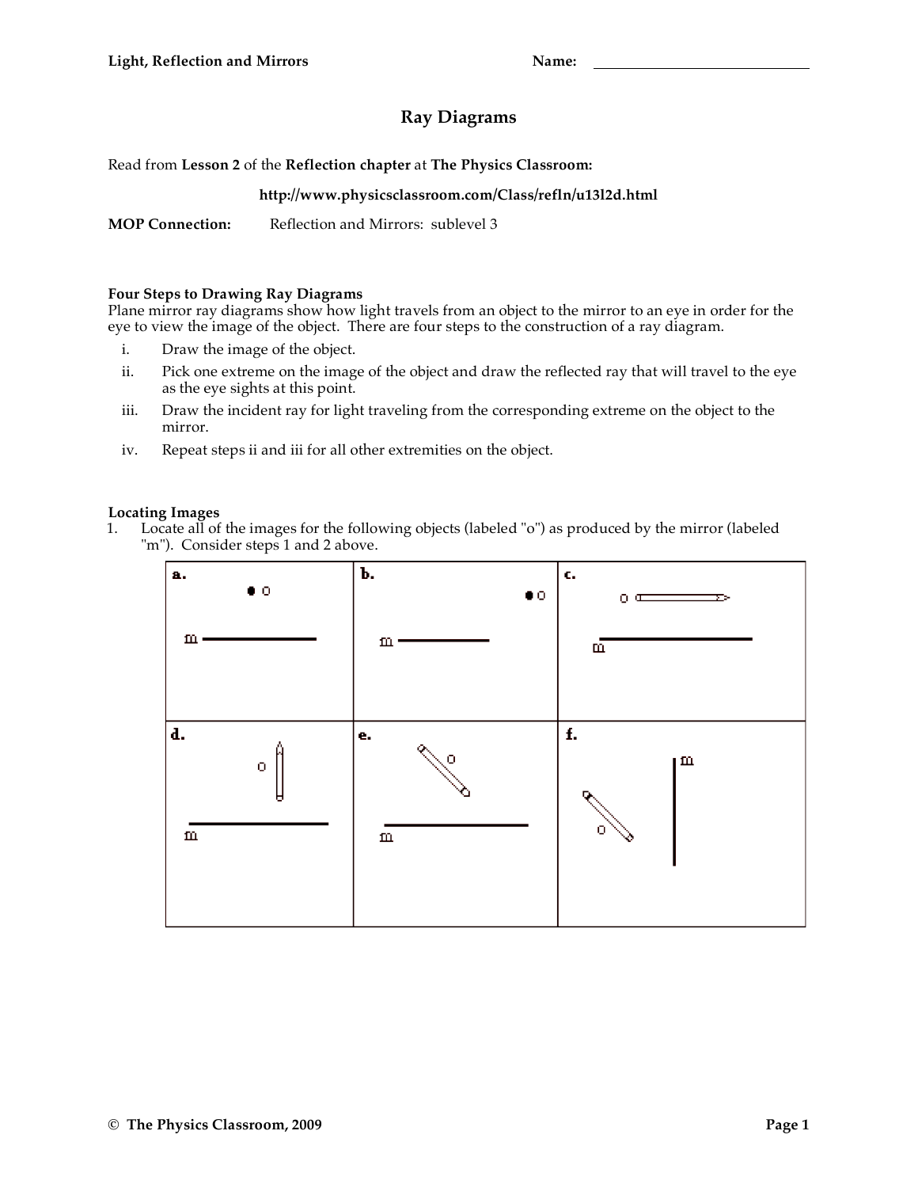**Light, Reflection and Mirrors** **Name:** ______________________________

# Ray Diagrams

Read from **Lesson 2** of the **Reflection chapter** at **The Physics Classroom:**

**http://www.physicsclassroom.com/Class/refln/u13l2d.html**

**MOP Connection:** Reflection and Mirrors: sublevel 3

### Four Steps to Drawing Ray Diagrams

Plane mirror ray diagrams show how light travels from an object to the mirror to an eye in order for the eye to view the image of the object. There are four steps to the construction of a ray diagram.

i. Draw the image of the object.

ii. Pick one extreme on the image of the object and draw the reflected ray that will travel to the eye as the eye sights at this point.

iii. Draw the incident ray for light traveling from the corresponding extreme on the object to the mirror.

iv. Repeat steps ii and iii for all other extremities on the object.

### Locating Images

1. Locate all of the images for the following objects (labeled "o") as produced by the mirror (labeled "m"). Consider steps 1 and 2 above.

a. o m

b. o m

c. o m

d. o m

e. o m

f. m o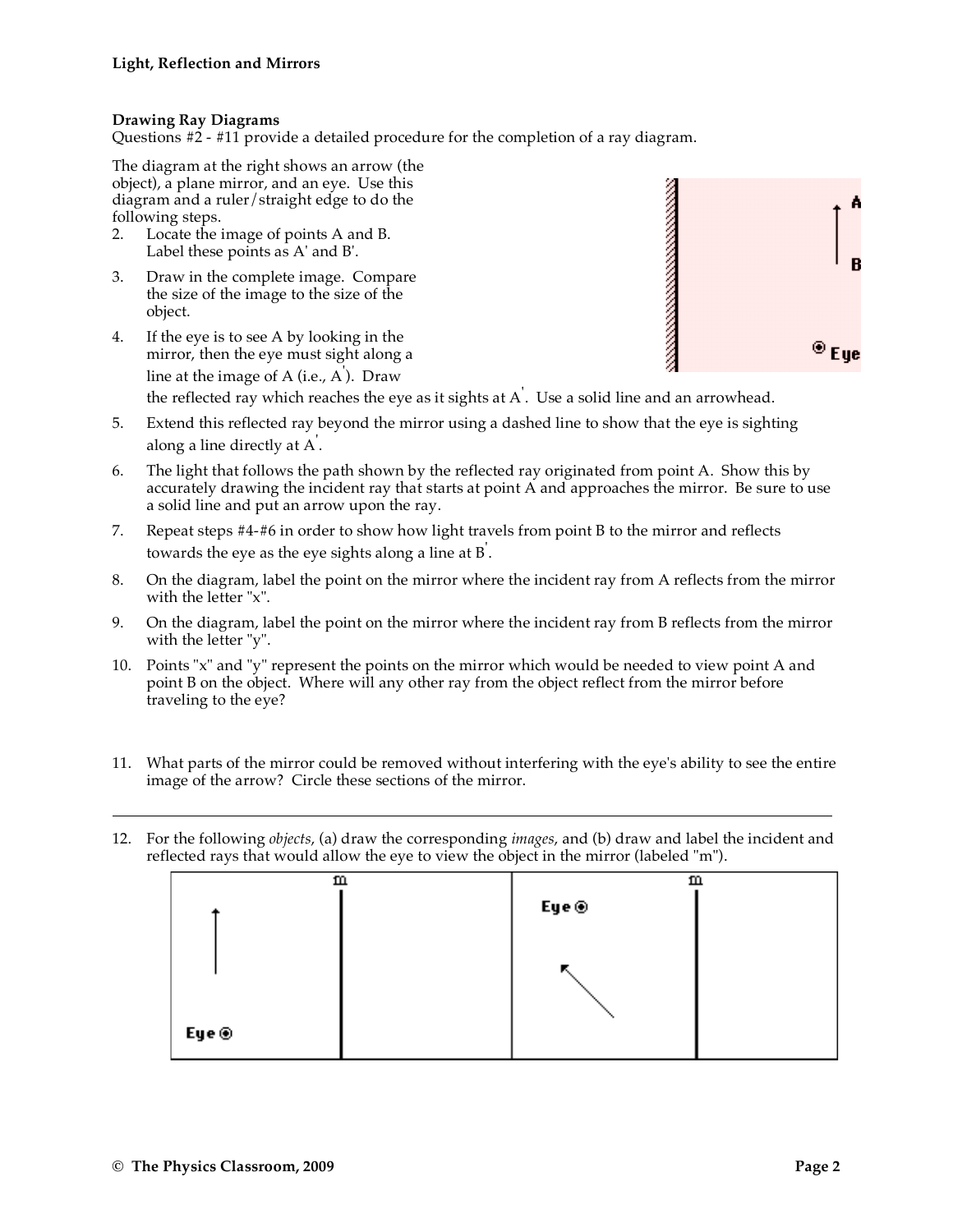**Drawing Ray Diagrams**

Questions #2 - #11 provide a detailed procedure for the completion of a ray diagram.

The diagram at the right shows an arrow (the object), a plane mirror, and an eye. Use this diagram and a ruler/straight edge to do the following steps.

A

B

Eye

2. Locate the image of points A and B. Label these points as A' and B'.
3. Draw in the complete image. Compare the size of the image to the size of the object.
4. If the eye is to see A by looking in the mirror, then the eye must sight along a line at the image of A (i.e., A'). Draw the reflected ray which reaches the eye as it sights at A'. Use a solid line and an arrowhead.
5. Extend this reflected ray beyond the mirror using a dashed line to show that the eye is sighting along a line directly at A'.
6. The light that follows the path shown by the reflected ray originated from point A. Show this by accurately drawing the incident ray that starts at point A and approaches the mirror. Be sure to use a solid line and put an arrow upon the ray.
7. Repeat steps #4-#6 in order to show how light travels from point B to the mirror and reflects towards the eye as the eye sights along a line at B'.
8. On the diagram, label the point on the mirror where the incident ray from A reflects from the mirror with the letter "x".
9. On the diagram, label the point on the mirror where the incident ray from B reflects from the mirror with the letter "y".
10. Points "x" and "y" represent the points on the mirror which would be needed to view point A and point B on the object. Where will any other ray from the object reflect from the mirror before traveling to the eye?

11. What parts of the mirror could be removed without interfering with the eye's ability to see the entire image of the arrow? Circle these sections of the mirror.

---

12. For the following *objects*, (a) draw the corresponding *images*, and (b) draw and label the incident and reflected rays that would allow the eye to view the object in the mirror (labeled "m").

m

Eye

m

Eye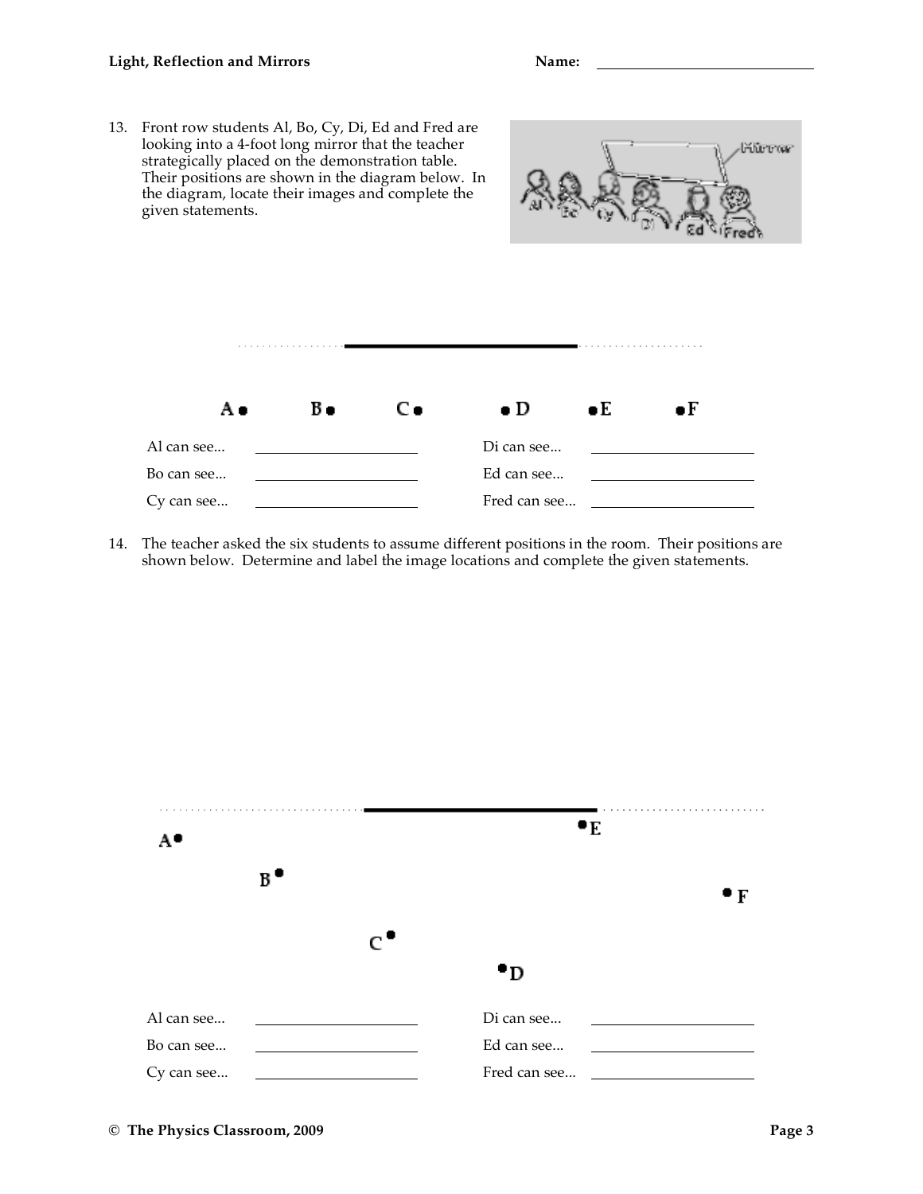13. Front row students Al, Bo, Cy, Di, Ed and Fred are looking into a 4-foot long mirror that the teacher strategically placed on the demonstration table. Their positions are shown in the diagram below. In the diagram, locate their images and complete the given statements.

Mirror

Al Bo Cy Di Ed Fred

A B C D E F

Al can see... \_\_\_\_\_\_\_\_\_\_\_\_\_\_\_\_\_\_\_\_

Bo can see... \_\_\_\_\_\_\_\_\_\_\_\_\_\_\_\_\_\_\_\_

Cy can see... \_\_\_\_\_\_\_\_\_\_\_\_\_\_\_\_\_\_\_\_

Di can see... \_\_\_\_\_\_\_\_\_\_\_\_\_\_\_\_\_\_\_\_

Ed can see... \_\_\_\_\_\_\_\_\_\_\_\_\_\_\_\_\_\_\_\_

Fred can see... \_\_\_\_\_\_\_\_\_\_\_\_\_\_\_\_\_\_\_\_

14. The teacher asked the six students to assume different positions in the room. Their positions are shown below. Determine and label the image locations and complete the given statements.

E A B F C D

Al can see... \_\_\_\_\_\_\_\_\_\_\_\_\_\_\_\_\_\_\_\_

Bo can see... \_\_\_\_\_\_\_\_\_\_\_\_\_\_\_\_\_\_\_\_

Cy can see... \_\_\_\_\_\_\_\_\_\_\_\_\_\_\_\_\_\_\_\_

Di can see... \_\_\_\_\_\_\_\_\_\_\_\_\_\_\_\_\_\_\_\_

Ed can see... \_\_\_\_\_\_\_\_\_\_\_\_\_\_\_\_\_\_\_\_

Fred can see... \_\_\_\_\_\_\_\_\_\_\_\_\_\_\_\_\_\_\_\_

© The Physics Classroom, 2009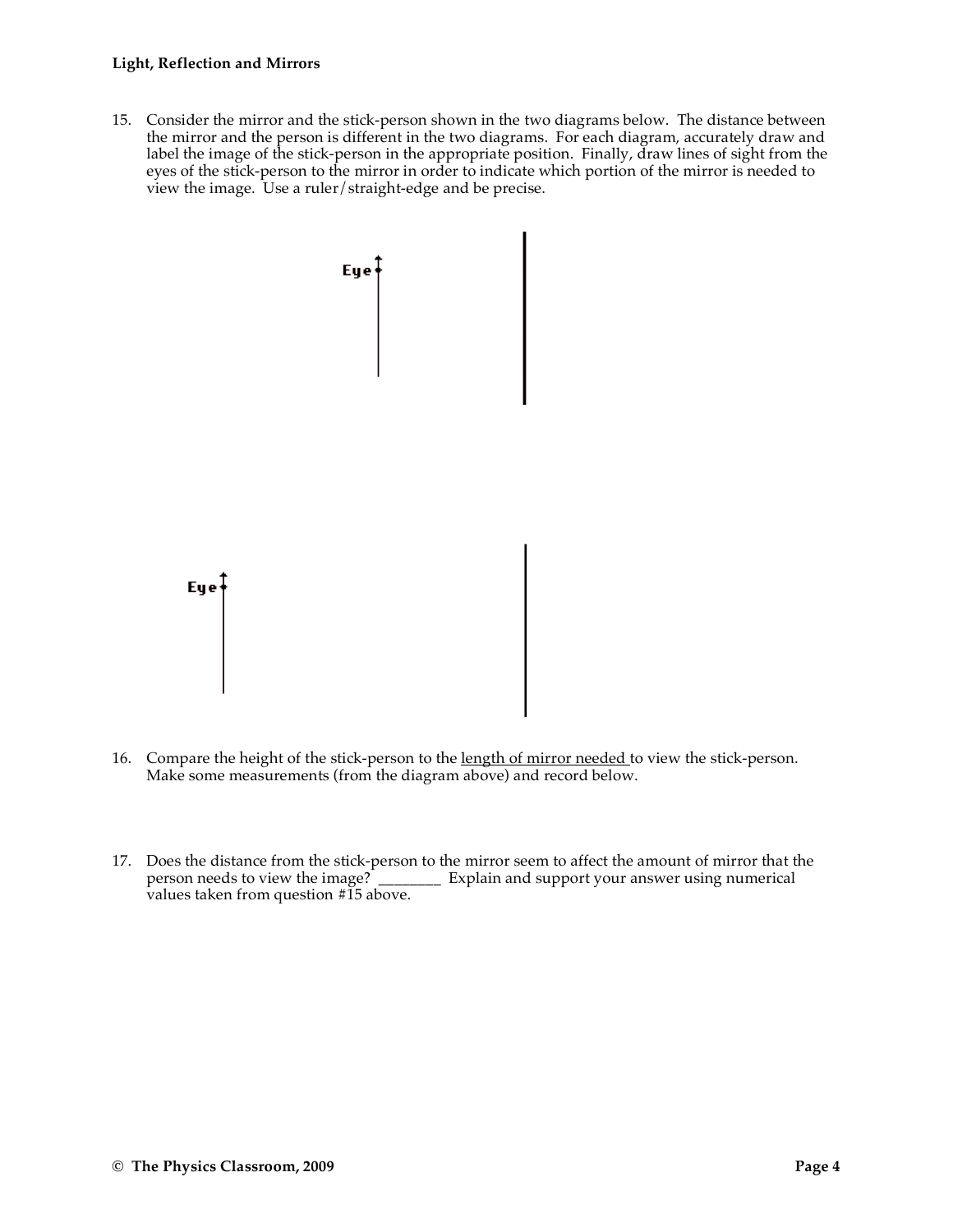**Light, Reflection and Mirrors**

15. Consider the mirror and the stick-person shown in the two diagrams below. The distance between the mirror and the person is different in the two diagrams. For each diagram, accurately draw and label the image of the stick-person in the appropriate position. Finally, draw lines of sight from the eyes of the stick-person to the mirror in order to indicate which portion of the mirror is needed to view the image. Use a ruler/straight-edge and be precise.

Eye

Eye

16. Compare the height of the stick-person to the <u>length of mirror needed</u> to view the stick-person. Make some measurements (from the diagram above) and record below.

17. Does the distance from the stick-person to the mirror seem to affect the amount of mirror that the person needs to view the image? ________ Explain and support your answer using numerical values taken from question #15 above.